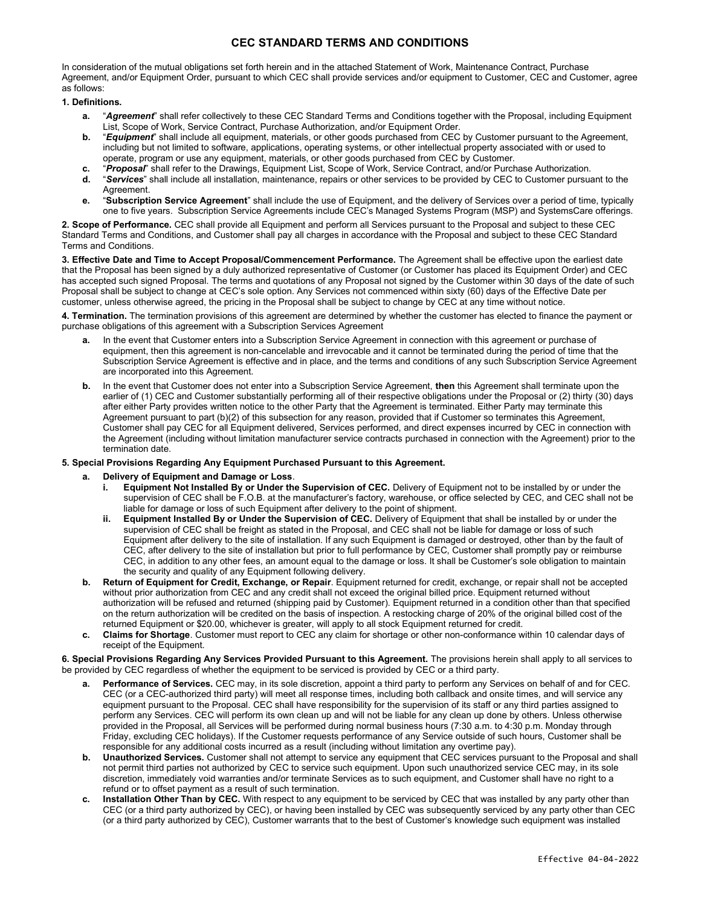# CEC STANDARD TERMS AND CONDITIONS

In consideration of the mutual obligations set forth herein and in the attached Statement of Work, Maintenance Contract, Purchase Agreement, and/or Equipment Order, pursuant to which CEC shall provide services and/or equipment to Customer, CEC and Customer, agree as follows:

**1. Definitions.**

- **a.** "***Agreement***" shall refer collectively to these CEC Standard Terms and Conditions together with the Proposal, including Equipment List, Scope of Work, Service Contract, Purchase Authorization, and/or Equipment Order.
- **b.** "***Equipment***" shall include all equipment, materials, or other goods purchased from CEC by Customer pursuant to the Agreement, including but not limited to software, applications, operating systems, or other intellectual property associated with or used to operate, program or use any equipment, materials, or other goods purchased from CEC by Customer.
- **c.** "***Proposal***" shall refer to the Drawings, Equipment List, Scope of Work, Service Contract, and/or Purchase Authorization.
- **d.** "***Services***" shall include all installation, maintenance, repairs or other services to be provided by CEC to Customer pursuant to the Agreement.
- **e.** "**Subscription Service Agreement**" shall include the use of Equipment, and the delivery of Services over a period of time, typically one to five years. Subscription Service Agreements include CEC's Managed Systems Program (MSP) and SystemsCare offerings.

**2. Scope of Performance.** CEC shall provide all Equipment and perform all Services pursuant to the Proposal and subject to these CEC Standard Terms and Conditions, and Customer shall pay all charges in accordance with the Proposal and subject to these CEC Standard Terms and Conditions.

**3. Effective Date and Time to Accept Proposal/Commencement Performance.** The Agreement shall be effective upon the earliest date that the Proposal has been signed by a duly authorized representative of Customer (or Customer has placed its Equipment Order) and CEC has accepted such signed Proposal. The terms and quotations of any Proposal not signed by the Customer within 30 days of the date of such Proposal shall be subject to change at CEC's sole option. Any Services not commenced within sixty (60) days of the Effective Date per customer, unless otherwise agreed, the pricing in the Proposal shall be subject to change by CEC at any time without notice.

**4. Termination.** The termination provisions of this agreement are determined by whether the customer has elected to finance the payment or purchase obligations of this agreement with a Subscription Services Agreement

- **a.** In the event that Customer enters into a Subscription Service Agreement in connection with this agreement or purchase of equipment, then this agreement is non-cancelable and irrevocable and it cannot be terminated during the period of time that the Subscription Service Agreement is effective and in place, and the terms and conditions of any such Subscription Service Agreement are incorporated into this Agreement.
- **b.** In the event that Customer does not enter into a Subscription Service Agreement, **then** this Agreement shall terminate upon the earlier of (1) CEC and Customer substantially performing all of their respective obligations under the Proposal or (2) thirty (30) days after either Party provides written notice to the other Party that the Agreement is terminated. Either Party may terminate this Agreement pursuant to part (b)(2) of this subsection for any reason, provided that if Customer so terminates this Agreement, Customer shall pay CEC for all Equipment delivered, Services performed, and direct expenses incurred by CEC in connection with the Agreement (including without limitation manufacturer service contracts purchased in connection with the Agreement) prior to the termination date.

**5. Special Provisions Regarding Any Equipment Purchased Pursuant to this Agreement.**

- **a. Delivery of Equipment and Damage or Loss**.
  - **i. Equipment Not Installed By or Under the Supervision of CEC.** Delivery of Equipment not to be installed by or under the supervision of CEC shall be F.O.B. at the manufacturer's factory, warehouse, or office selected by CEC, and CEC shall not be liable for damage or loss of such Equipment after delivery to the point of shipment.
  - **ii. Equipment Installed By or Under the Supervision of CEC.** Delivery of Equipment that shall be installed by or under the supervision of CEC shall be freight as stated in the Proposal, and CEC shall not be liable for damage or loss of such Equipment after delivery to the site of installation. If any such Equipment is damaged or destroyed, other than by the fault of CEC, after delivery to the site of installation but prior to full performance by CEC, Customer shall promptly pay or reimburse CEC, in addition to any other fees, an amount equal to the damage or loss. It shall be Customer's sole obligation to maintain the security and quality of any Equipment following delivery.
- **b. Return of Equipment for Credit, Exchange, or Repair**. Equipment returned for credit, exchange, or repair shall not be accepted without prior authorization from CEC and any credit shall not exceed the original billed price. Equipment returned without authorization will be refused and returned (shipping paid by Customer). Equipment returned in a condition other than that specified on the return authorization will be credited on the basis of inspection. A restocking charge of 20% of the original billed cost of the returned Equipment or $20.00, whichever is greater, will apply to all stock Equipment returned for credit.
- **c. Claims for Shortage**. Customer must report to CEC any claim for shortage or other non-conformance within 10 calendar days of receipt of the Equipment.

**6. Special Provisions Regarding Any Services Provided Pursuant to this Agreement.** The provisions herein shall apply to all services to be provided by CEC regardless of whether the equipment to be serviced is provided by CEC or a third party.

- **a. Performance of Services.** CEC may, in its sole discretion, appoint a third party to perform any Services on behalf of and for CEC. CEC (or a CEC-authorized third party) will meet all response times, including both callback and onsite times, and will service any equipment pursuant to the Proposal. CEC shall have responsibility for the supervision of its staff or any third parties assigned to perform any Services. CEC will perform its own clean up and will not be liable for any clean up done by others. Unless otherwise provided in the Proposal, all Services will be performed during normal business hours (7:30 a.m. to 4:30 p.m. Monday through Friday, excluding CEC holidays). If the Customer requests performance of any Service outside of such hours, Customer shall be responsible for any additional costs incurred as a result (including without limitation any overtime pay).
- **b. Unauthorized Services.** Customer shall not attempt to service any equipment that CEC services pursuant to the Proposal and shall not permit third parties not authorized by CEC to service such equipment. Upon such unauthorized service CEC may, in its sole discretion, immediately void warranties and/or terminate Services as to such equipment, and Customer shall have no right to a refund or to offset payment as a result of such termination.
- **c. Installation Other Than by CEC.** With respect to any equipment to be serviced by CEC that was installed by any party other than CEC (or a third party authorized by CEC), or having been installed by CEC was subsequently serviced by any party other than CEC (or a third party authorized by CEC), Customer warrants that to the best of Customer's knowledge such equipment was installed

Effective 04-04-2022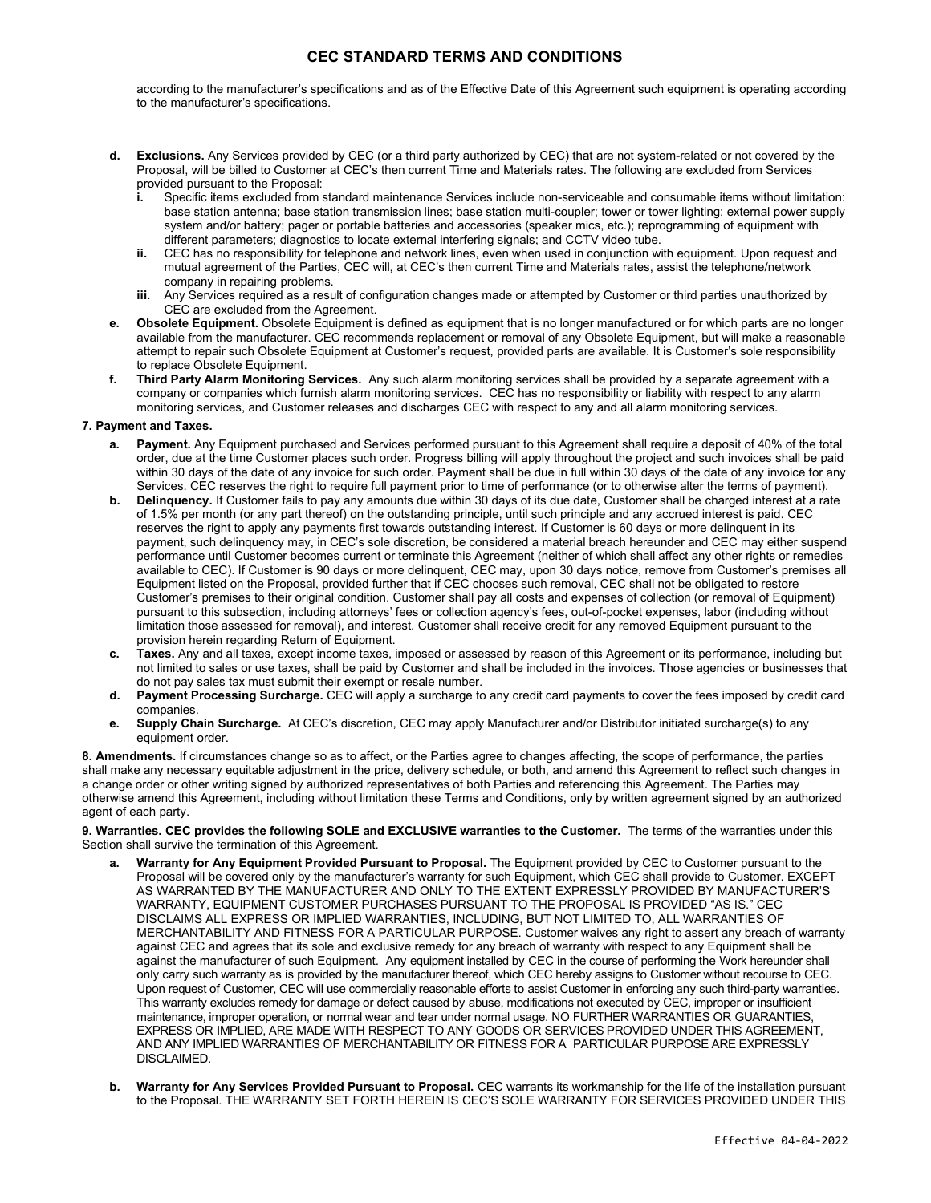according to the manufacturer's specifications and as of the Effective Date of this Agreement such equipment is operating according to the manufacturer's specifications.

- **d. Exclusions.** Any Services provided by CEC (or a third party authorized by CEC) that are not system-related or not covered by the Proposal, will be billed to Customer at CEC's then current Time and Materials rates. The following are excluded from Services provided pursuant to the Proposal:
  - **i.** Specific items excluded from standard maintenance Services include non-serviceable and consumable items without limitation: base station antenna; base station transmission lines; base station multi-coupler; tower or tower lighting; external power supply system and/or battery; pager or portable batteries and accessories (speaker mics, etc.); reprogramming of equipment with different parameters; diagnostics to locate external interfering signals; and CCTV video tube.
  - **ii.** CEC has no responsibility for telephone and network lines, even when used in conjunction with equipment. Upon request and mutual agreement of the Parties, CEC will, at CEC's then current Time and Materials rates, assist the telephone/network company in repairing problems.
  - **iii.** Any Services required as a result of configuration changes made or attempted by Customer or third parties unauthorized by CEC are excluded from the Agreement.
- **e. Obsolete Equipment.** Obsolete Equipment is defined as equipment that is no longer manufactured or for which parts are no longer available from the manufacturer. CEC recommends replacement or removal of any Obsolete Equipment, but will make a reasonable attempt to repair such Obsolete Equipment at Customer's request, provided parts are available. It is Customer's sole responsibility to replace Obsolete Equipment.
- **f. Third Party Alarm Monitoring Services.** Any such alarm monitoring services shall be provided by a separate agreement with a company or companies which furnish alarm monitoring services. CEC has no responsibility or liability with respect to any alarm monitoring services, and Customer releases and discharges CEC with respect to any and all alarm monitoring services.

**7. Payment and Taxes.**

- **a. Payment.** Any Equipment purchased and Services performed pursuant to this Agreement shall require a deposit of 40% of the total order, due at the time Customer places such order. Progress billing will apply throughout the project and such invoices shall be paid within 30 days of the date of any invoice for such order. Payment shall be due in full within 30 days of the date of any invoice for any Services. CEC reserves the right to require full payment prior to time of performance (or to otherwise alter the terms of payment).
- **b. Delinquency.** If Customer fails to pay any amounts due within 30 days of its due date, Customer shall be charged interest at a rate of 1.5% per month (or any part thereof) on the outstanding principle, until such principle and any accrued interest is paid. CEC reserves the right to apply any payments first towards outstanding interest. If Customer is 60 days or more delinquent in its payment, such delinquency may, in CEC's sole discretion, be considered a material breach hereunder and CEC may either suspend performance until Customer becomes current or terminate this Agreement (neither of which shall affect any other rights or remedies available to CEC). If Customer is 90 days or more delinquent, CEC may, upon 30 days notice, remove from Customer's premises all Equipment listed on the Proposal, provided further that if CEC chooses such removal, CEC shall not be obligated to restore Customer's premises to their original condition. Customer shall pay all costs and expenses of collection (or removal of Equipment) pursuant to this subsection, including attorneys' fees or collection agency's fees, out-of-pocket expenses, labor (including without limitation those assessed for removal), and interest. Customer shall receive credit for any removed Equipment pursuant to the provision herein regarding Return of Equipment.
- **c. Taxes.** Any and all taxes, except income taxes, imposed or assessed by reason of this Agreement or its performance, including but not limited to sales or use taxes, shall be paid by Customer and shall be included in the invoices. Those agencies or businesses that do not pay sales tax must submit their exempt or resale number.
- **d. Payment Processing Surcharge.** CEC will apply a surcharge to any credit card payments to cover the fees imposed by credit card companies.
- **e. Supply Chain Surcharge.** At CEC's discretion, CEC may apply Manufacturer and/or Distributor initiated surcharge(s) to any equipment order.

**8. Amendments.** If circumstances change so as to affect, or the Parties agree to changes affecting, the scope of performance, the parties shall make any necessary equitable adjustment in the price, delivery schedule, or both, and amend this Agreement to reflect such changes in a change order or other writing signed by authorized representatives of both Parties and referencing this Agreement. The Parties may otherwise amend this Agreement, including without limitation these Terms and Conditions, only by written agreement signed by an authorized agent of each party.

**9. Warranties. CEC provides the following SOLE and EXCLUSIVE warranties to the Customer.** The terms of the warranties under this Section shall survive the termination of this Agreement.

- **a. Warranty for Any Equipment Provided Pursuant to Proposal.** The Equipment provided by CEC to Customer pursuant to the Proposal will be covered only by the manufacturer's warranty for such Equipment, which CEC shall provide to Customer. EXCEPT AS WARRANTED BY THE MANUFACTURER AND ONLY TO THE EXTENT EXPRESSLY PROVIDED BY MANUFACTURER'S WARRANTY, EQUIPMENT CUSTOMER PURCHASES PURSUANT TO THE PROPOSAL IS PROVIDED "AS IS." CEC DISCLAIMS ALL EXPRESS OR IMPLIED WARRANTIES, INCLUDING, BUT NOT LIMITED TO, ALL WARRANTIES OF MERCHANTABILITY AND FITNESS FOR A PARTICULAR PURPOSE. Customer waives any right to assert any breach of warranty against CEC and agrees that its sole and exclusive remedy for any breach of warranty with respect to any Equipment shall be against the manufacturer of such Equipment. Any equipment installed by CEC in the course of performing the Work hereunder shall only carry such warranty as is provided by the manufacturer thereof, which CEC hereby assigns to Customer without recourse to CEC. Upon request of Customer, CEC will use commercially reasonable efforts to assist Customer in enforcing any such third-party warranties. This warranty excludes remedy for damage or defect caused by abuse, modifications not executed by CEC, improper or insufficient maintenance, improper operation, or normal wear and tear under normal usage. NO FURTHER WARRANTIES OR GUARANTIES, EXPRESS OR IMPLIED, ARE MADE WITH RESPECT TO ANY GOODS OR SERVICES PROVIDED UNDER THIS AGREEMENT, AND ANY IMPLIED WARRANTIES OF MERCHANTABILITY OR FITNESS FOR A PARTICULAR PURPOSE ARE EXPRESSLY DISCLAIMED.
- **b. Warranty for Any Services Provided Pursuant to Proposal.** CEC warrants its workmanship for the life of the installation pursuant to the Proposal. THE WARRANTY SET FORTH HEREIN IS CEC'S SOLE WARRANTY FOR SERVICES PROVIDED UNDER THIS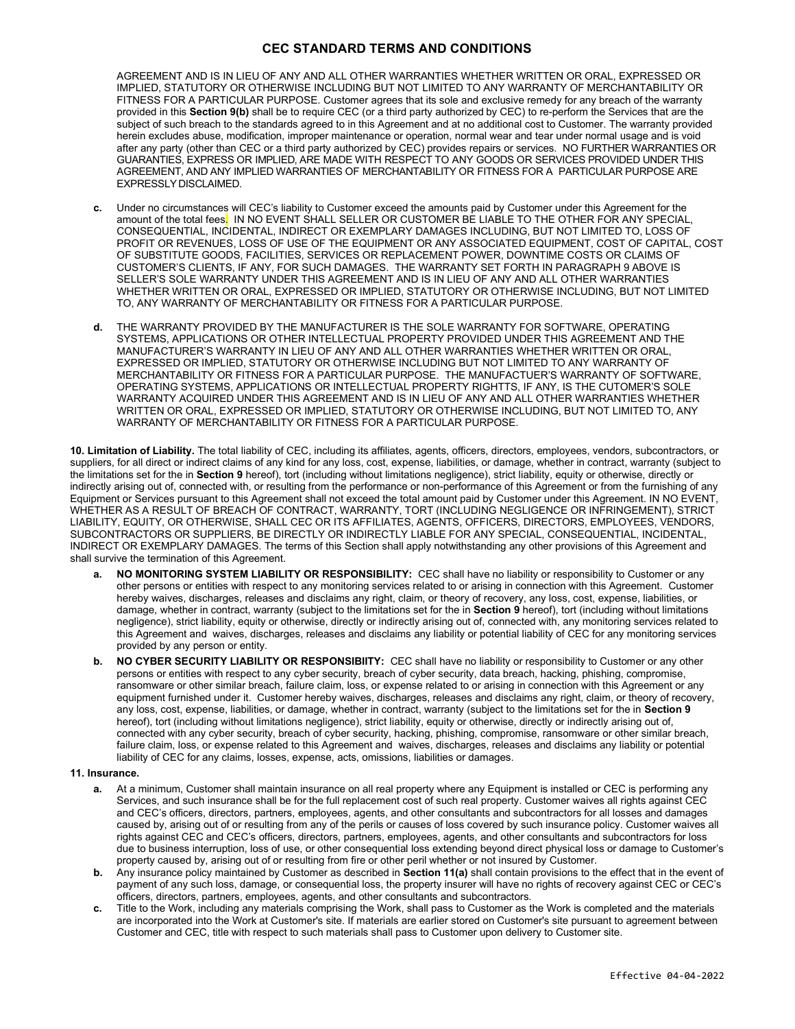AGREEMENT AND IS IN LIEU OF ANY AND ALL OTHER WARRANTIES WHETHER WRITTEN OR ORAL, EXPRESSED OR IMPLIED, STATUTORY OR OTHERWISE INCLUDING BUT NOT LIMITED TO ANY WARRANTY OF MERCHANTABILITY OR FITNESS FOR A PARTICULAR PURPOSE. Customer agrees that its sole and exclusive remedy for any breach of the warranty provided in this **Section 9(b)** shall be to require CEC (or a third party authorized by CEC) to re-perform the Services that are the subject of such breach to the standards agreed to in this Agreement and at no additional cost to Customer. The warranty provided herein excludes abuse, modification, improper maintenance or operation, normal wear and tear under normal usage and is void after any party (other than CEC or a third party authorized by CEC) provides repairs or services. NO FURTHER WARRANTIES OR GUARANTIES, EXPRESS OR IMPLIED, ARE MADE WITH RESPECT TO ANY GOODS OR SERVICES PROVIDED UNDER THIS AGREEMENT, AND ANY IMPLIED WARRANTIES OF MERCHANTABILITY OR FITNESS FOR A PARTICULAR PURPOSE ARE EXPRESSLY DISCLAIMED.

**c.** Under no circumstances will CEC's liability to Customer exceed the amounts paid by Customer under this Agreement for the amount of the total fees. IN NO EVENT SHALL SELLER OR CUSTOMER BE LIABLE TO THE OTHER FOR ANY SPECIAL, CONSEQUENTIAL, INCIDENTAL, INDIRECT OR EXEMPLARY DAMAGES INCLUDING, BUT NOT LIMITED TO, LOSS OF PROFIT OR REVENUES, LOSS OF USE OF THE EQUIPMENT OR ANY ASSOCIATED EQUIPMENT, COST OF CAPITAL, COST OF SUBSTITUTE GOODS, FACILITIES, SERVICES OR REPLACEMENT POWER, DOWNTIME COSTS OR CLAIMS OF CUSTOMER'S CLIENTS, IF ANY, FOR SUCH DAMAGES. THE WARRANTY SET FORTH IN PARAGRAPH 9 ABOVE IS SELLER'S SOLE WARRANTY UNDER THIS AGREEMENT AND IS IN LIEU OF ANY AND ALL OTHER WARRANTIES WHETHER WRITTEN OR ORAL, EXPRESSED OR IMPLIED, STATUTORY OR OTHERWISE INCLUDING, BUT NOT LIMITED TO, ANY WARRANTY OF MERCHANTABILITY OR FITNESS FOR A PARTICULAR PURPOSE.

**d.** THE WARRANTY PROVIDED BY THE MANUFACTURER IS THE SOLE WARRANTY FOR SOFTWARE, OPERATING SYSTEMS, APPLICATIONS OR OTHER INTELLECTUAL PROPERTY PROVIDED UNDER THIS AGREEMENT AND THE MANUFACTURER'S WARRANTY IN LIEU OF ANY AND ALL OTHER WARRANTIES WHETHER WRITTEN OR ORAL, EXPRESSED OR IMPLIED, STATUTORY OR OTHERWISE INCLUDING BUT NOT LIMITED TO ANY WARRANTY OF MERCHANTABILITY OR FITNESS FOR A PARTICULAR PURPOSE. THE MANUFACTUER'S WARRANTY OF SOFTWARE, OPERATING SYSTEMS, APPLICATIONS OR INTELLECTUAL PROPERTY RIGHTTS, IF ANY, IS THE CUTOMER'S SOLE WARRANTY ACQUIRED UNDER THIS AGREEMENT AND IS IN LIEU OF ANY AND ALL OTHER WARRANTIES WHETHER WRITTEN OR ORAL, EXPRESSED OR IMPLIED, STATUTORY OR OTHERWISE INCLUDING, BUT NOT LIMITED TO, ANY WARRANTY OF MERCHANTABILITY OR FITNESS FOR A PARTICULAR PURPOSE.

**10. Limitation of Liability.** The total liability of CEC, including its affiliates, agents, officers, directors, employees, vendors, subcontractors, or suppliers, for all direct or indirect claims of any kind for any loss, cost, expense, liabilities, or damage, whether in contract, warranty (subject to the limitations set for the in **Section 9** hereof), tort (including without limitations negligence), strict liability, equity or otherwise, directly or indirectly arising out of, connected with, or resulting from the performance or non-performance of this Agreement or from the furnishing of any Equipment or Services pursuant to this Agreement shall not exceed the total amount paid by Customer under this Agreement. IN NO EVENT, WHETHER AS A RESULT OF BREACH OF CONTRACT, WARRANTY, TORT (INCLUDING NEGLIGENCE OR INFRINGEMENT), STRICT LIABILITY, EQUITY, OR OTHERWISE, SHALL CEC OR ITS AFFILIATES, AGENTS, OFFICERS, DIRECTORS, EMPLOYEES, VENDORS, SUBCONTRACTORS OR SUPPLIERS, BE DIRECTLY OR INDIRECTLY LIABLE FOR ANY SPECIAL, CONSEQUENTIAL, INCIDENTAL, INDIRECT OR EXEMPLARY DAMAGES. The terms of this Section shall apply notwithstanding any other provisions of this Agreement and shall survive the termination of this Agreement.

- **a. NO MONITORING SYSTEM LIABILITY OR RESPONSIBILITY:** CEC shall have no liability or responsibility to Customer or any other persons or entities with respect to any monitoring services related to or arising in connection with this Agreement. Customer hereby waives, discharges, releases and disclaims any right, claim, or theory of recovery, any loss, cost, expense, liabilities, or damage, whether in contract, warranty (subject to the limitations set for the in **Section 9** hereof), tort (including without limitations negligence), strict liability, equity or otherwise, directly or indirectly arising out of, connected with, any monitoring services related to this Agreement and waives, discharges, releases and disclaims any liability or potential liability of CEC for any monitoring services provided by any person or entity.
- **b. NO CYBER SECURITY LIABILITY OR RESPONSIBIITY:** CEC shall have no liability or responsibility to Customer or any other persons or entities with respect to any cyber security, breach of cyber security, data breach, hacking, phishing, compromise, ransomware or other similar breach, failure claim, loss, or expense related to or arising in connection with this Agreement or any equipment furnished under it. Customer hereby waives, discharges, releases and disclaims any right, claim, or theory of recovery, any loss, cost, expense, liabilities, or damage, whether in contract, warranty (subject to the limitations set for the in **Section 9** hereof), tort (including without limitations negligence), strict liability, equity or otherwise, directly or indirectly arising out of, connected with any cyber security, breach of cyber security, hacking, phishing, compromise, ransomware or other similar breach, failure claim, loss, or expense related to this Agreement and waives, discharges, releases and disclaims any liability or potential liability of CEC for any claims, losses, expense, acts, omissions, liabilities or damages.

**11. Insurance.**

- **a.** At a minimum, Customer shall maintain insurance on all real property where any Equipment is installed or CEC is performing any Services, and such insurance shall be for the full replacement cost of such real property. Customer waives all rights against CEC and CEC's officers, directors, partners, employees, agents, and other consultants and subcontractors for all losses and damages caused by, arising out of or resulting from any of the perils or causes of loss covered by such insurance policy. Customer waives all rights against CEC and CEC's officers, directors, partners, employees, agents, and other consultants and subcontractors for loss due to business interruption, loss of use, or other consequential loss extending beyond direct physical loss or damage to Customer's property caused by, arising out of or resulting from fire or other peril whether or not insured by Customer.
- **b.** Any insurance policy maintained by Customer as described in **Section 11(a)** shall contain provisions to the effect that in the event of payment of any such loss, damage, or consequential loss, the property insurer will have no rights of recovery against CEC or CEC's officers, directors, partners, employees, agents, and other consultants and subcontractors.
- **c.** Title to the Work, including any materials comprising the Work, shall pass to Customer as the Work is completed and the materials are incorporated into the Work at Customer's site. If materials are earlier stored on Customer's site pursuant to agreement between Customer and CEC, title with respect to such materials shall pass to Customer upon delivery to Customer site.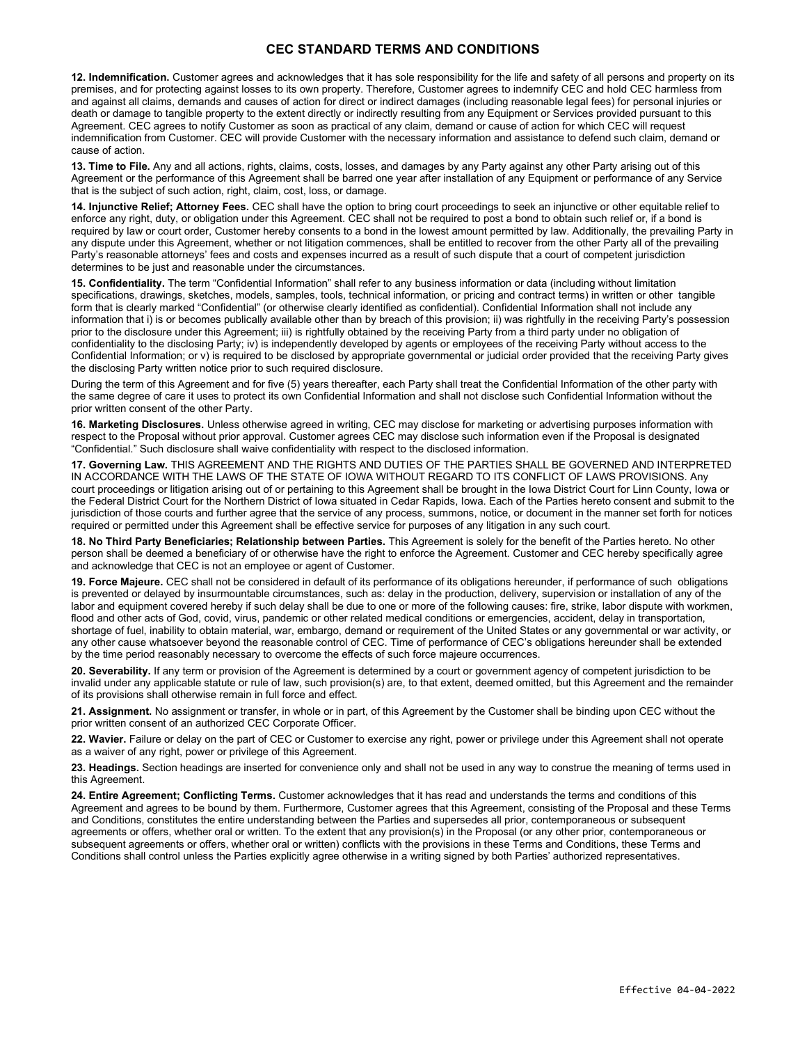# CEC STANDARD TERMS AND CONDITIONS

**12. Indemnification.** Customer agrees and acknowledges that it has sole responsibility for the life and safety of all persons and property on its premises, and for protecting against losses to its own property. Therefore, Customer agrees to indemnify CEC and hold CEC harmless from and against all claims, demands and causes of action for direct or indirect damages (including reasonable legal fees) for personal injuries or death or damage to tangible property to the extent directly or indirectly resulting from any Equipment or Services provided pursuant to this Agreement. CEC agrees to notify Customer as soon as practical of any claim, demand or cause of action for which CEC will request indemnification from Customer. CEC will provide Customer with the necessary information and assistance to defend such claim, demand or cause of action.

**13. Time to File.** Any and all actions, rights, claims, costs, losses, and damages by any Party against any other Party arising out of this Agreement or the performance of this Agreement shall be barred one year after installation of any Equipment or performance of any Service that is the subject of such action, right, claim, cost, loss, or damage.

**14. Injunctive Relief; Attorney Fees.** CEC shall have the option to bring court proceedings to seek an injunctive or other equitable relief to enforce any right, duty, or obligation under this Agreement. CEC shall not be required to post a bond to obtain such relief or, if a bond is required by law or court order, Customer hereby consents to a bond in the lowest amount permitted by law. Additionally, the prevailing Party in any dispute under this Agreement, whether or not litigation commences, shall be entitled to recover from the other Party all of the prevailing Party's reasonable attorneys' fees and costs and expenses incurred as a result of such dispute that a court of competent jurisdiction determines to be just and reasonable under the circumstances.

**15. Confidentiality.** The term "Confidential Information" shall refer to any business information or data (including without limitation specifications, drawings, sketches, models, samples, tools, technical information, or pricing and contract terms) in written or other tangible form that is clearly marked "Confidential" (or otherwise clearly identified as confidential). Confidential Information shall not include any information that i) is or becomes publically available other than by breach of this provision; ii) was rightfully in the receiving Party's possession prior to the disclosure under this Agreement; iii) is rightfully obtained by the receiving Party from a third party under no obligation of confidentiality to the disclosing Party; iv) is independently developed by agents or employees of the receiving Party without access to the Confidential Information; or v) is required to be disclosed by appropriate governmental or judicial order provided that the receiving Party gives the disclosing Party written notice prior to such required disclosure.

During the term of this Agreement and for five (5) years thereafter, each Party shall treat the Confidential Information of the other party with the same degree of care it uses to protect its own Confidential Information and shall not disclose such Confidential Information without the prior written consent of the other Party.

**16. Marketing Disclosures.** Unless otherwise agreed in writing, CEC may disclose for marketing or advertising purposes information with respect to the Proposal without prior approval. Customer agrees CEC may disclose such information even if the Proposal is designated "Confidential." Such disclosure shall waive confidentiality with respect to the disclosed information.

**17. Governing Law.** THIS AGREEMENT AND THE RIGHTS AND DUTIES OF THE PARTIES SHALL BE GOVERNED AND INTERPRETED IN ACCORDANCE WITH THE LAWS OF THE STATE OF IOWA WITHOUT REGARD TO ITS CONFLICT OF LAWS PROVISIONS. Any court proceedings or litigation arising out of or pertaining to this Agreement shall be brought in the Iowa District Court for Linn County, Iowa or the Federal District Court for the Northern District of Iowa situated in Cedar Rapids, Iowa. Each of the Parties hereto consent and submit to the jurisdiction of those courts and further agree that the service of any process, summons, notice, or document in the manner set forth for notices required or permitted under this Agreement shall be effective service for purposes of any litigation in any such court.

**18. No Third Party Beneficiaries; Relationship between Parties.** This Agreement is solely for the benefit of the Parties hereto. No other person shall be deemed a beneficiary of or otherwise have the right to enforce the Agreement. Customer and CEC hereby specifically agree and acknowledge that CEC is not an employee or agent of Customer.

**19. Force Majeure.** CEC shall not be considered in default of its performance of its obligations hereunder, if performance of such obligations is prevented or delayed by insurmountable circumstances, such as: delay in the production, delivery, supervision or installation of any of the labor and equipment covered hereby if such delay shall be due to one or more of the following causes: fire, strike, labor dispute with workmen, flood and other acts of God, covid, virus, pandemic or other related medical conditions or emergencies, accident, delay in transportation, shortage of fuel, inability to obtain material, war, embargo, demand or requirement of the United States or any governmental or war activity, or any other cause whatsoever beyond the reasonable control of CEC. Time of performance of CEC's obligations hereunder shall be extended by the time period reasonably necessary to overcome the effects of such force majeure occurrences.

**20. Severability.** If any term or provision of the Agreement is determined by a court or government agency of competent jurisdiction to be invalid under any applicable statute or rule of law, such provision(s) are, to that extent, deemed omitted, but this Agreement and the remainder of its provisions shall otherwise remain in full force and effect.

**21. Assignment.** No assignment or transfer, in whole or in part, of this Agreement by the Customer shall be binding upon CEC without the prior written consent of an authorized CEC Corporate Officer.

**22. Wavier.** Failure or delay on the part of CEC or Customer to exercise any right, power or privilege under this Agreement shall not operate as a waiver of any right, power or privilege of this Agreement.

**23. Headings.** Section headings are inserted for convenience only and shall not be used in any way to construe the meaning of terms used in this Agreement.

**24. Entire Agreement; Conflicting Terms.** Customer acknowledges that it has read and understands the terms and conditions of this Agreement and agrees to be bound by them. Furthermore, Customer agrees that this Agreement, consisting of the Proposal and these Terms and Conditions, constitutes the entire understanding between the Parties and supersedes all prior, contemporaneous or subsequent agreements or offers, whether oral or written. To the extent that any provision(s) in the Proposal (or any other prior, contemporaneous or subsequent agreements or offers, whether oral or written) conflicts with the provisions in these Terms and Conditions, these Terms and Conditions shall control unless the Parties explicitly agree otherwise in a writing signed by both Parties' authorized representatives.

Effective 04-04-2022